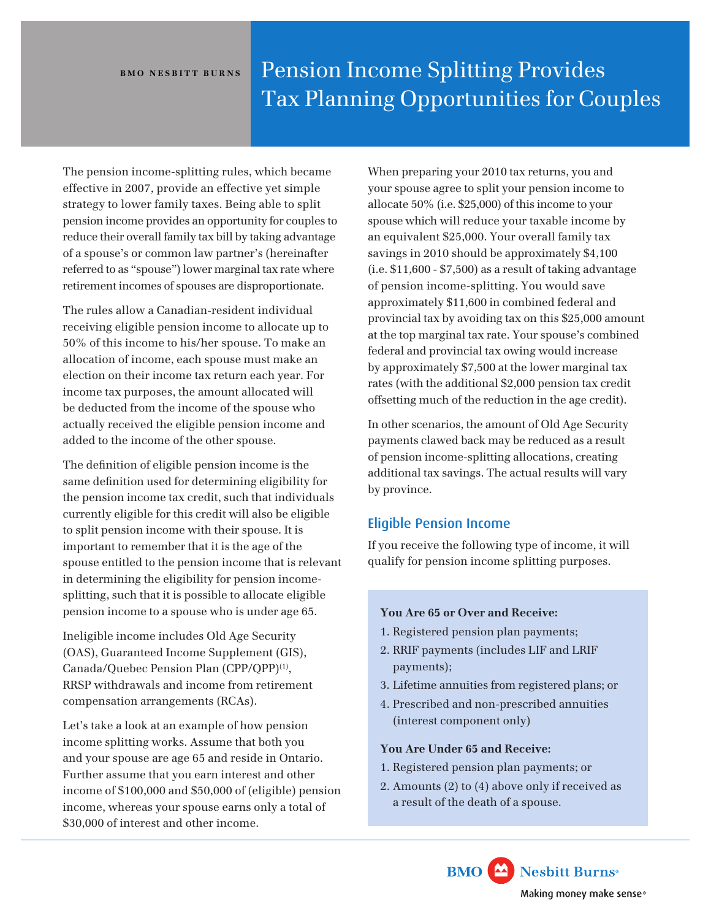BMO NESBITT BURNS

# Pension Income Splitting Provides Tax Planning Opportunities for Couples

The pension income-splitting rules, which became effective in 2007, provide an effective yet simple strategy to lower family taxes. Being able to split pension income provides an opportunity for couples to reduce their overall family tax bill by taking advantage of a spouse's or common law partner's (hereinafter referred to as "spouse") lower marginal tax rate where retirement incomes of spouses are disproportionate.

The rules allow a Canadian-resident individual receiving eligible pension income to allocate up to 50% of this income to his/her spouse. To make an allocation of income, each spouse must make an election on their income tax return each year. For income tax purposes, the amount allocated will be deducted from the income of the spouse who actually received the eligible pension income and added to the income of the other spouse.

The definition of eligible pension income is the same definition used for determining eligibility for the pension income tax credit, such that individuals currently eligible for this credit will also be eligible to split pension income with their spouse. It is important to remember that it is the age of the spouse entitled to the pension income that is relevant in determining the eligibility for pension income-splitting, such that it is possible to allocate eligible pension income to a spouse who is under age 65.

Ineligible income includes Old Age Security (OAS), Guaranteed Income Supplement (GIS), Canada/Quebec Pension Plan (CPP/QPP)[1], RRSP withdrawals and income from retirement compensation arrangements (RCAs).

Let's take a look at an example of how pension income splitting works. Assume that both you and your spouse are age 65 and reside in Ontario. Further assume that you earn interest and other income of $100,000 and $50,000 of (eligible) pension income, whereas your spouse earns only a total of $30,000 of interest and other income.

When preparing your 2010 tax returns, you and your spouse agree to split your pension income to allocate 50% (i.e. $25,000) of this income to your spouse which will reduce your taxable income by an equivalent $25,000. Your overall family tax savings in 2010 should be approximately $4,100 (i.e. $11,600 - $7,500) as a result of taking advantage of pension income-splitting. You would save approximately $11,600 in combined federal and provincial tax by avoiding tax on this $25,000 amount at the top marginal tax rate. Your spouse's combined federal and provincial tax owing would increase by approximately $7,500 at the lower marginal tax rates (with the additional $2,000 pension tax credit offsetting much of the reduction in the age credit).

In other scenarios, the amount of Old Age Security payments clawed back may be reduced as a result of pension income-splitting allocations, creating additional tax savings. The actual results will vary by province.

## Eligible Pension Income

If you receive the following type of income, it will qualify for pension income splitting purposes.

**You Are 65 or Over and Receive:**

1. Registered pension plan payments;
2. RRIF payments (includes LIF and LRIF payments);
3. Lifetime annuities from registered plans; or
4. Prescribed and non-prescribed annuities (interest component only)

**You Are Under 65 and Receive:**

1. Registered pension plan payments; or
2. Amounts (2) to (4) above only if received as a result of the death of a spouse.

BMO Nesbitt Burns®
Making money make sense®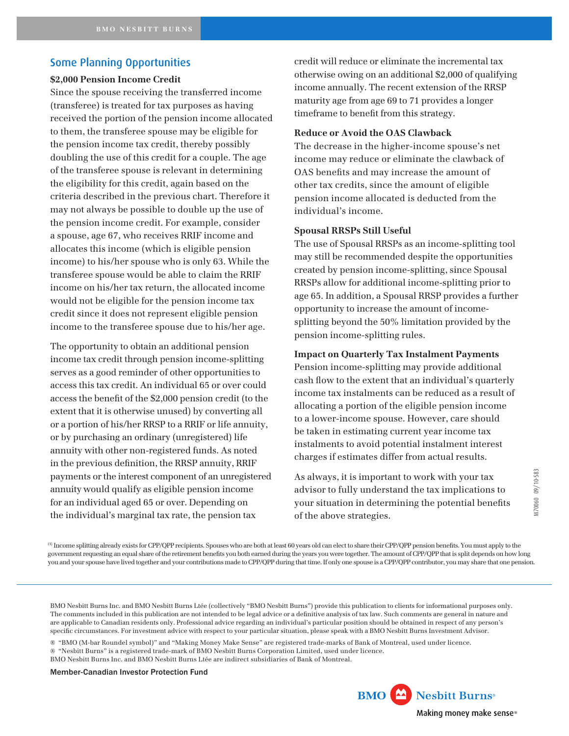## Some Planning Opportunities

**$2,000 Pension Income Credit**

Since the spouse receiving the transferred income (transferee) is treated for tax purposes as having received the portion of the pension income allocated to them, the transferee spouse may be eligible for the pension income tax credit, thereby possibly doubling the use of this credit for a couple. The age of the transferee spouse is relevant in determining the eligibility for this credit, again based on the criteria described in the previous chart. Therefore it may not always be possible to double up the use of the pension income credit. For example, consider a spouse, age 67, who receives RRIF income and allocates this income (which is eligible pension income) to his/her spouse who is only 63. While the transferee spouse would be able to claim the RRIF income on his/her tax return, the allocated income would not be eligible for the pension income tax credit since it does not represent eligible pension income to the transferee spouse due to his/her age.

The opportunity to obtain an additional pension income tax credit through pension income-splitting serves as a good reminder of other opportunities to access this tax credit. An individual 65 or over could access the benefit of the $2,000 pension credit (to the extent that it is otherwise unused) by converting all or a portion of his/her RRSP to a RRIF or life annuity, or by purchasing an ordinary (unregistered) life annuity with other non-registered funds. As noted in the previous definition, the RRSP annuity, RRIF payments or the interest component of an unregistered annuity would qualify as eligible pension income for an individual aged 65 or over. Depending on the individual's marginal tax rate, the pension tax credit will reduce or eliminate the incremental tax otherwise owing on an additional $2,000 of qualifying income annually. The recent extension of the RRSP maturity age from age 69 to 71 provides a longer timeframe to benefit from this strategy.

**Reduce or Avoid the OAS Clawback**

The decrease in the higher-income spouse's net income may reduce or eliminate the clawback of OAS benefits and may increase the amount of other tax credits, since the amount of eligible pension income allocated is deducted from the individual's income.

**Spousal RRSPs Still Useful**

The use of Spousal RRSPs as an income-splitting tool may still be recommended despite the opportunities created by pension income-splitting, since Spousal RRSPs allow for additional income-splitting prior to age 65. In addition, a Spousal RRSP provides a further opportunity to increase the amount of income-splitting beyond the 50% limitation provided by the pension income-splitting rules.

**Impact on Quarterly Tax Instalment Payments**

Pension income-splitting may provide additional cash flow to the extent that an individual's quarterly income tax instalments can be reduced as a result of allocating a portion of the eligible pension income to a lower-income spouse. However, care should be taken in estimating current year income tax instalments to avoid potential instalment interest charges if estimates differ from actual results.

As always, it is important to work with your tax advisor to fully understand the tax implications to your situation in determining the potential benefits of the above strategies.

[1] Income splitting already exists for CPP/QPP recipients. Spouses who are both at least 60 years old can elect to share their CPP/QPP pension benefits. You must apply to the government requesting an equal share of the retirement benefits you both earned during the years you were together. The amount of CPP/QPP that is split depends on how long you and your spouse have lived together and your contributions made to CPP/QPP during that time. If only one spouse is a CPP/QPP contributor, you may share that one pension.

M70060 09/10-583

BMO Nesbitt Burns Inc. and BMO Nesbitt Burns Ltée (collectively "BMO Nesbitt Burns") provide this publication to clients for informational purposes only. The comments included in this publication are not intended to be legal advice or a definitive analysis of tax law. Such comments are general in nature and are applicable to Canadian residents only. Professional advice regarding an individual's particular position should be obtained in respect of any person's specific circumstances. For investment advice with respect to your particular situation, please speak with a BMO Nesbitt Burns Investment Advisor.

® "BMO (M-bar Roundel symbol)" and "Making Money Make Sense" are registered trade-marks of Bank of Montreal, used under licence.
® "Nesbitt Burns" is a registered trade-mark of BMO Nesbitt Burns Corporation Limited, used under licence.
BMO Nesbitt Burns Inc. and BMO Nesbitt Burns Ltée are indirect subsidiaries of Bank of Montreal.

Member-Canadian Investor Protection Fund

BMO Nesbitt Burns®
Making money make sense®